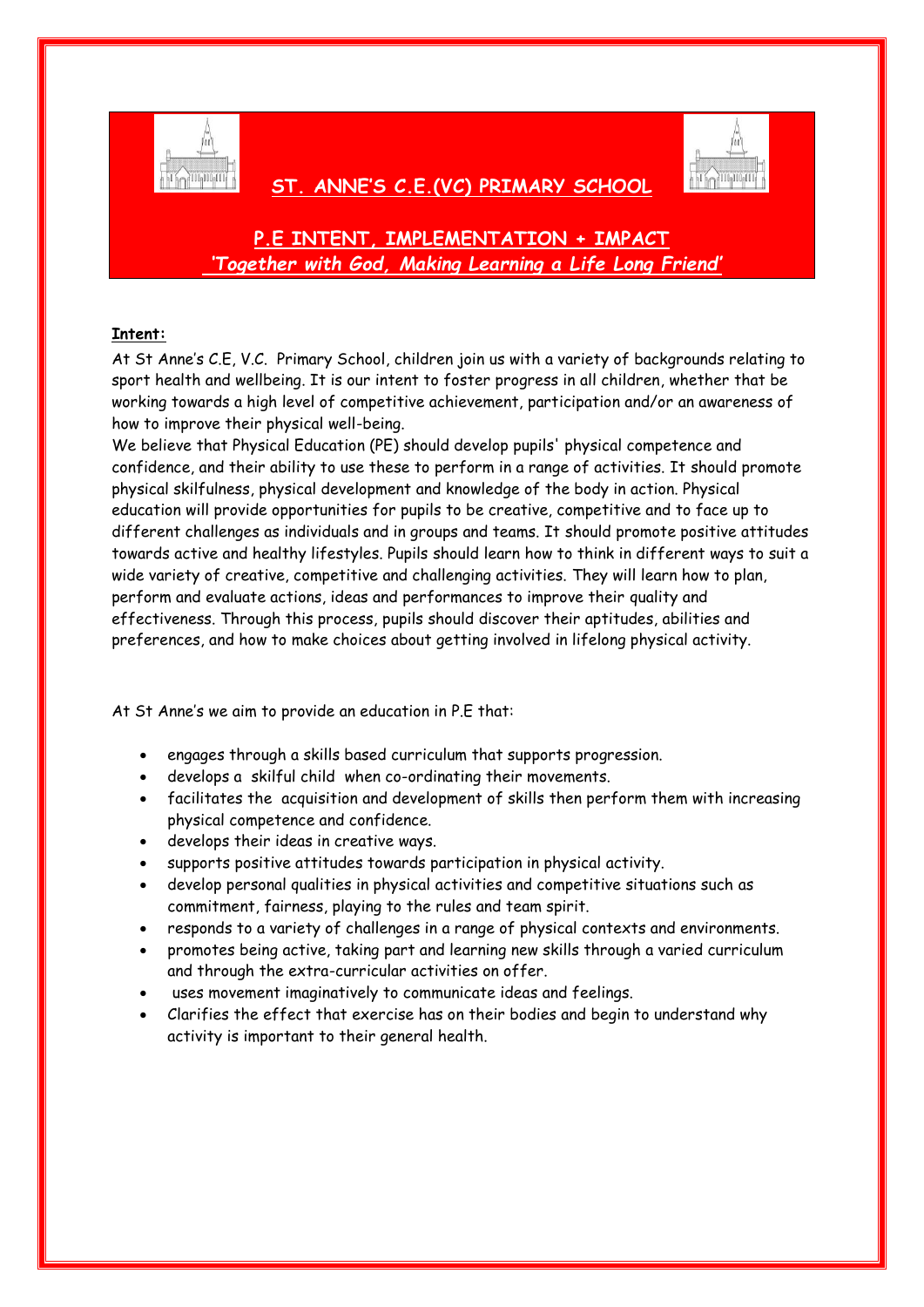# ST. ANNE'S C.E.(VC) PRIMARY SCHOOL

## P.E INTENT, IMPLEMENTATION + IMPACT

*'Together with God, Making Learning a Life Long Friend'*

**Intent:**

At St Anne's C.E, V.C. Primary School, children join us with a variety of backgrounds relating to sport health and wellbeing. It is our intent to foster progress in all children, whether that be working towards a high level of competitive achievement, participation and/or an awareness of how to improve their physical well-being.

We believe that Physical Education (PE) should develop pupils' physical competence and confidence, and their ability to use these to perform in a range of activities. It should promote physical skilfulness, physical development and knowledge of the body in action. Physical education will provide opportunities for pupils to be creative, competitive and to face up to different challenges as individuals and in groups and teams. It should promote positive attitudes towards active and healthy lifestyles. Pupils should learn how to think in different ways to suit a wide variety of creative, competitive and challenging activities. They will learn how to plan, perform and evaluate actions, ideas and performances to improve their quality and effectiveness. Through this process, pupils should discover their aptitudes, abilities and preferences, and how to make choices about getting involved in lifelong physical activity.

At St Anne's we aim to provide an education in P.E that:

- engages through a skills based curriculum that supports progression.
- develops a skilful child when co-ordinating their movements.
- facilitates the acquisition and development of skills then perform them with increasing physical competence and confidence.
- develops their ideas in creative ways.
- supports positive attitudes towards participation in physical activity.
- develop personal qualities in physical activities and competitive situations such as commitment, fairness, playing to the rules and team spirit.
- responds to a variety of challenges in a range of physical contexts and environments.
- promotes being active, taking part and learning new skills through a varied curriculum and through the extra-curricular activities on offer.
- uses movement imaginatively to communicate ideas and feelings.
- Clarifies the effect that exercise has on their bodies and begin to understand why activity is important to their general health.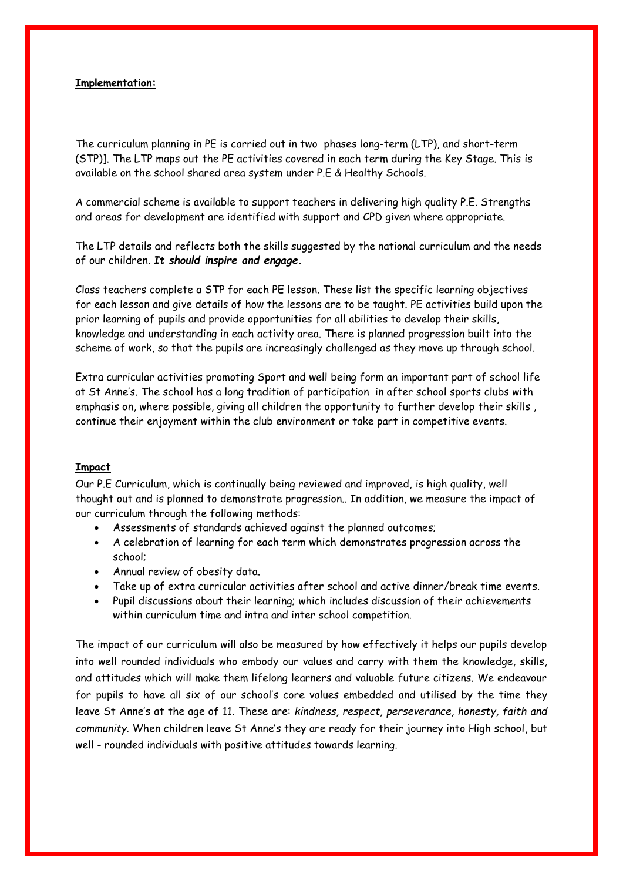**Implementation:**

The curriculum planning in PE is carried out in two phases long-term (LTP), and short-term (STP)]. The LTP maps out the PE activities covered in each term during the Key Stage. This is available on the school shared area system under P.E & Healthy Schools.

A commercial scheme is available to support teachers in delivering high quality P.E. Strengths and areas for development are identified with support and CPD given where appropriate.

The LTP details and reflects both the skills suggested by the national curriculum and the needs of our children. ***It should inspire and engage.***

Class teachers complete a STP for each PE lesson. These list the specific learning objectives for each lesson and give details of how the lessons are to be taught. PE activities build upon the prior learning of pupils and provide opportunities for all abilities to develop their skills, knowledge and understanding in each activity area. There is planned progression built into the scheme of work, so that the pupils are increasingly challenged as they move up through school.

Extra curricular activities promoting Sport and well being form an important part of school life at St Anne's. The school has a long tradition of participation in after school sports clubs with emphasis on, where possible, giving all children the opportunity to further develop their skills , continue their enjoyment within the club environment or take part in competitive events.

**Impact**

Our P.E Curriculum, which is continually being reviewed and improved, is high quality, well thought out and is planned to demonstrate progression.. In addition, we measure the impact of our curriculum through the following methods:

- Assessments of standards achieved against the planned outcomes;
- A celebration of learning for each term which demonstrates progression across the school;
- Annual review of obesity data.
- Take up of extra curricular activities after school and active dinner/break time events.
- Pupil discussions about their learning; which includes discussion of their achievements within curriculum time and intra and inter school competition.

The impact of our curriculum will also be measured by how effectively it helps our pupils develop into well rounded individuals who embody our values and carry with them the knowledge, skills, and attitudes which will make them lifelong learners and valuable future citizens. We endeavour for pupils to have all six of our school's core values embedded and utilised by the time they leave St Anne's at the age of 11. These are: *kindness, respect, perseverance, honesty, faith and community.* When children leave St Anne's they are ready for their journey into High school, but well - rounded individuals with positive attitudes towards learning.